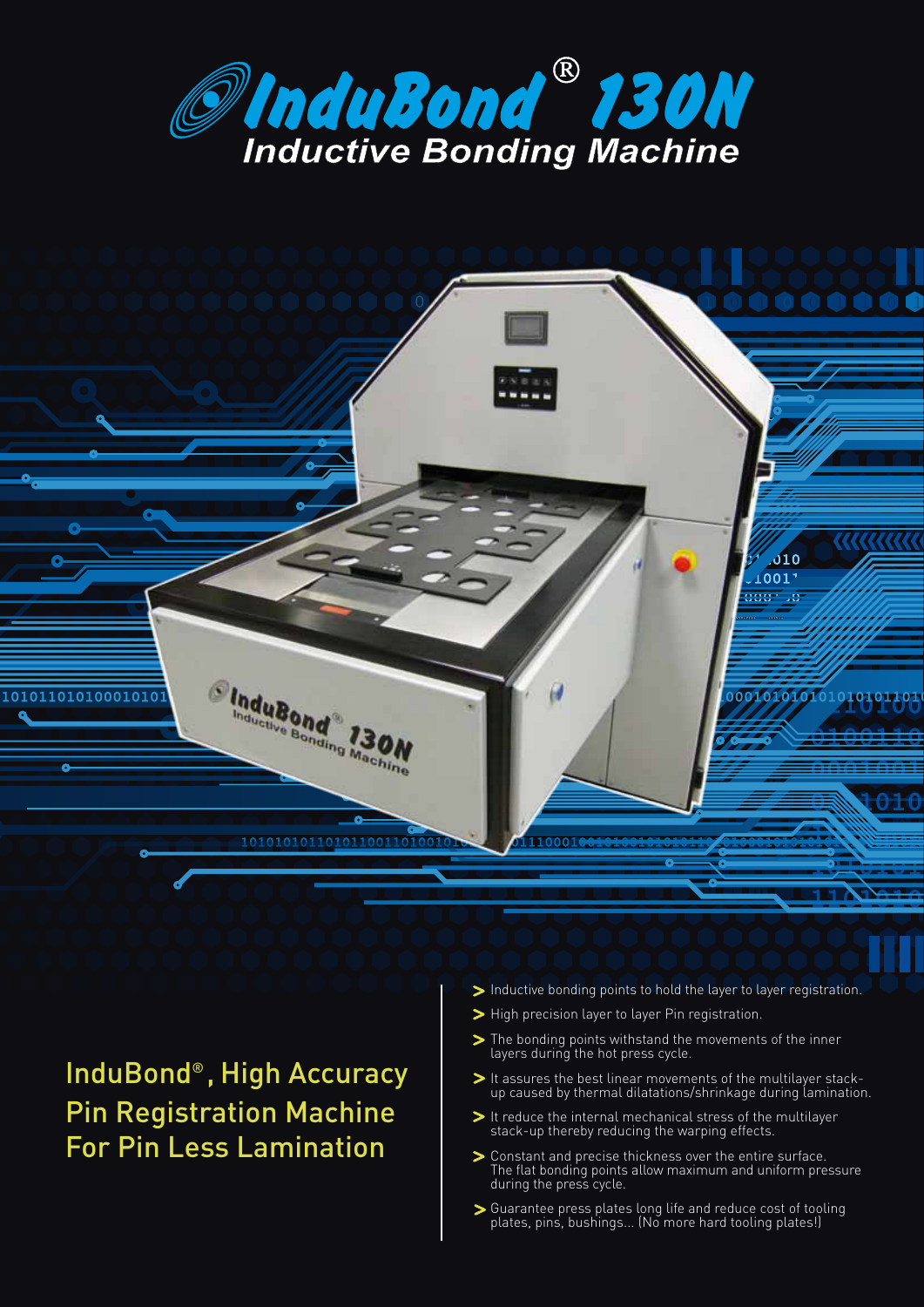# InduBond® 130N

## Inductive Bonding Machine

## InduBond®, High Accuracy Pin Registration Machine For Pin Less Lamination

- Inductive bonding points to hold the layer to layer registration.
- High precision layer to layer Pin registration.
- The bonding points withstand the movements of the inner layers during the hot press cycle.
- It assures the best linear movements of the multilayer stack-up caused by thermal dilatations/shrinkage during lamination.
- It reduce the internal mechanical stress of the multilayer stack-up thereby reducing the warping effects.
- Constant and precise thickness over the entire surface. The flat bonding points allow maximum and uniform pressure during the press cycle.
- Guarantee press plates long life and reduce cost of tooling plates, pins, bushings... (No more hard tooling plates!)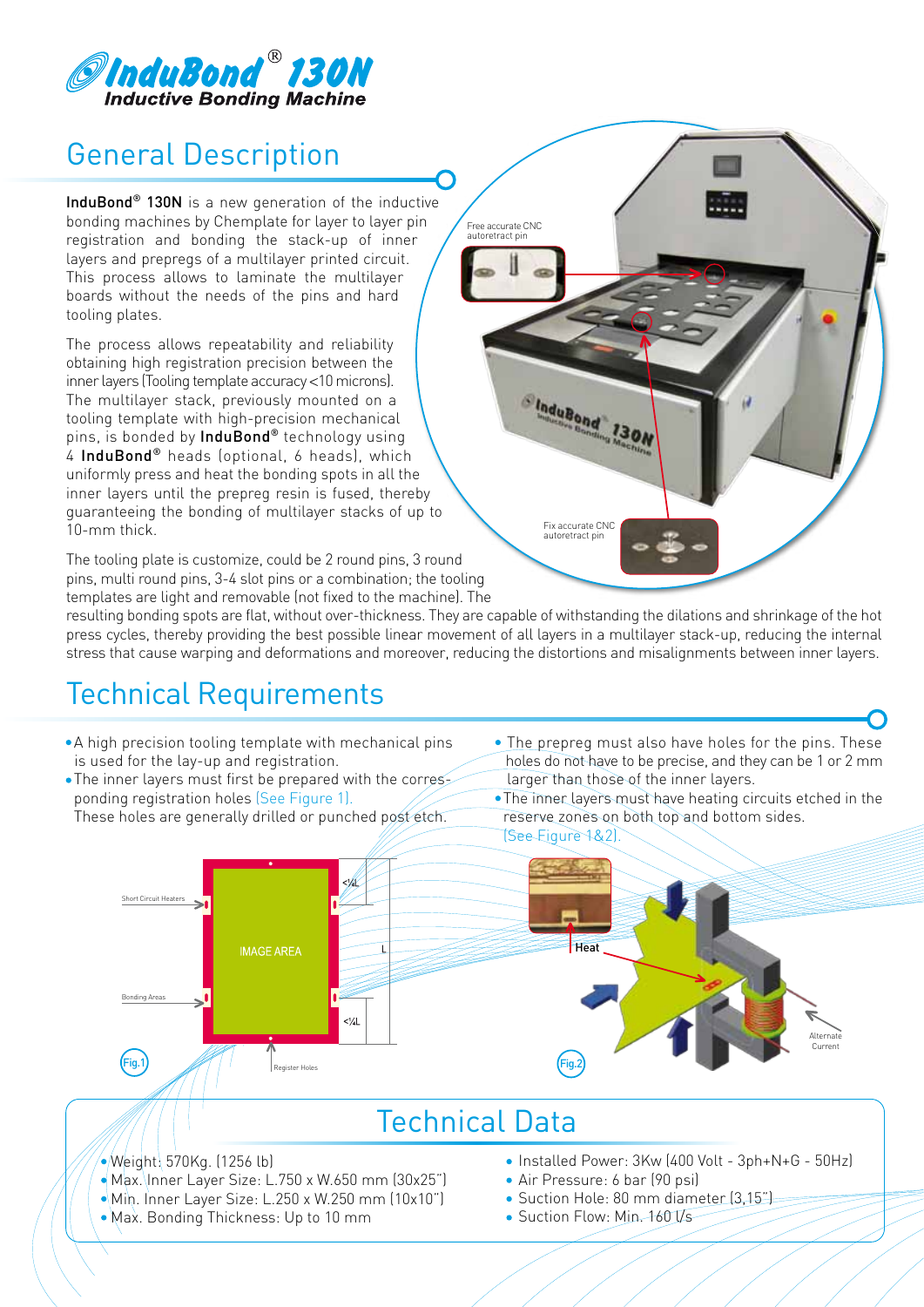# InduBond® 130N
**Inductive Bonding Machine**

## General Description

**InduBond® 130N** is a new generation of the inductive bonding machines by Chemplate for layer to layer pin registration and bonding the stack-up of inner layers and prepregs of a multilayer printed circuit. This process allows to laminate the multilayer boards without the needs of the pins and hard tooling plates.

The process allows repeatability and reliability obtaining high registration precision between the inner layers (Tooling template accuracy <10 microns). The multilayer stack, previously mounted on a tooling template with high-precision mechanical pins, is bonded by **InduBond®** technology using 4 **InduBond®** heads (optional, 6 heads), which uniformly press and heat the bonding spots in all the inner layers until the prepreg resin is fused, thereby guaranteeing the bonding of multilayer stacks of up to 10-mm thick.

Free accurate CNC autoretract pin

Fix accurate CNC autoretract pin

The tooling plate is customize, could be 2 round pins, 3 round pins, multi round pins, 3-4 slot pins or a combination; the tooling templates are light and removable (not fixed to the machine). The resulting bonding spots are flat, without over-thickness. They are capable of withstanding the dilations and shrinkage of the hot press cycles, thereby providing the best possible linear movement of all layers in a multilayer stack-up, reducing the internal stress that cause warping and deformations and moreover, reducing the distortions and misalignments between inner layers.

## Technical Requirements

- A high precision tooling template with mechanical pins is used for the lay-up and registration.
- The inner layers must first be prepared with the corresponding registration holes (See Figure 1). These holes are generally drilled or punched post etch.
- The prepreg must also have holes for the pins. These holes do not have to be precise, and they can be 1 or 2 mm larger than those of the inner layers.
- The inner layers must have heating circuits etched in the reserve zones on both top and bottom sides. (See Figure 1&2).

Short Circuit Heaters, Bonding Areas, IMAGE AREA, Register Holes, <¼L, L, <¼L

Fig.1

Heat, Alternate Current

Fig.2

## Technical Data

- Weight: 570Kg. (1256 lb)
- Max. Inner Layer Size: L.750 x W.650 mm (30x25")
- Min. Inner Layer Size: L.250 x W.250 mm (10x10")
- Max. Bonding Thickness: Up to 10 mm
- Installed Power: 3Kw (400 Volt - 3ph+N+G - 50Hz)
- Air Pressure: 6 bar (90 psi)
- Suction Hole: 80 mm diameter (3,15")
- Suction Flow: Min. 160 l/s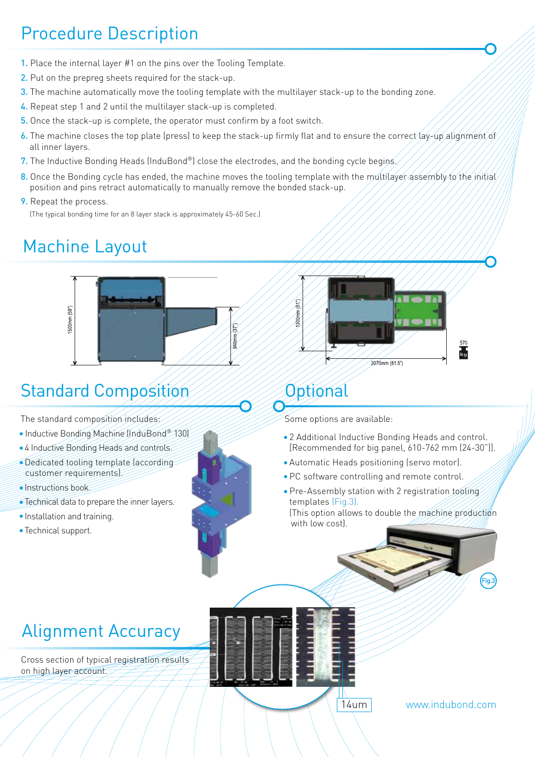## Procedure Description

1. Place the internal layer #1 on the pins over the Tooling Template.
2. Put on the prepreg sheets required for the stack-up.
3. The machine automatically move the tooling template with the multilayer stack-up to the bonding zone.
4. Repeat step 1 and 2 until the multilayer stack-up is completed.
5. Once the stack-up is complete, the operator must confirm by a foot switch.
6. The machine closes the top plate (press) to keep the stack-up firmly flat and to ensure the correct lay-up alignment of all inner layers.
7. The Inductive Bonding Heads (InduBond®) close the electrodes, and the bonding cycle begins.
8. Once the Bonding cycle has ended, the machine moves the tooling template with the multilayer assembly to the initial position and pins retract automatically to manually remove the bonded stack-up.
9. Repeat the process.

(The typical bonding time for an 8 layer stack is approximately 45-60 Sec.)

## Machine Layout

1500mm (59")

940mm (37")

1300mm (51")

2070mm (81.5")

570 kg

## Standard Composition

The standard composition includes:

- Inductive Bonding Machine (InduBond® 130)
- 4 Inductive Bonding Heads and controls.
- Dedicated tooling template (according customer requirements).
- Instructions book.
- Technical data to prepare the inner layers.
- Installation and training.
- Technical support.

## Optional

Some options are available:

- 2 Additional Inductive Bonding Heads and control. (Recommended for big panel, 610-762 mm (24-30")).
- Automatic Heads positioning (servo motor).
- PC software controlling and remote control.
- Pre-Assembly station with 2 registration tooling templates (Fig.3). (This option allows to double the machine production with low cost).

Fig.3

## Alignment Accuracy

Cross section of typical registration results on high layer account.

14um

www.indubond.com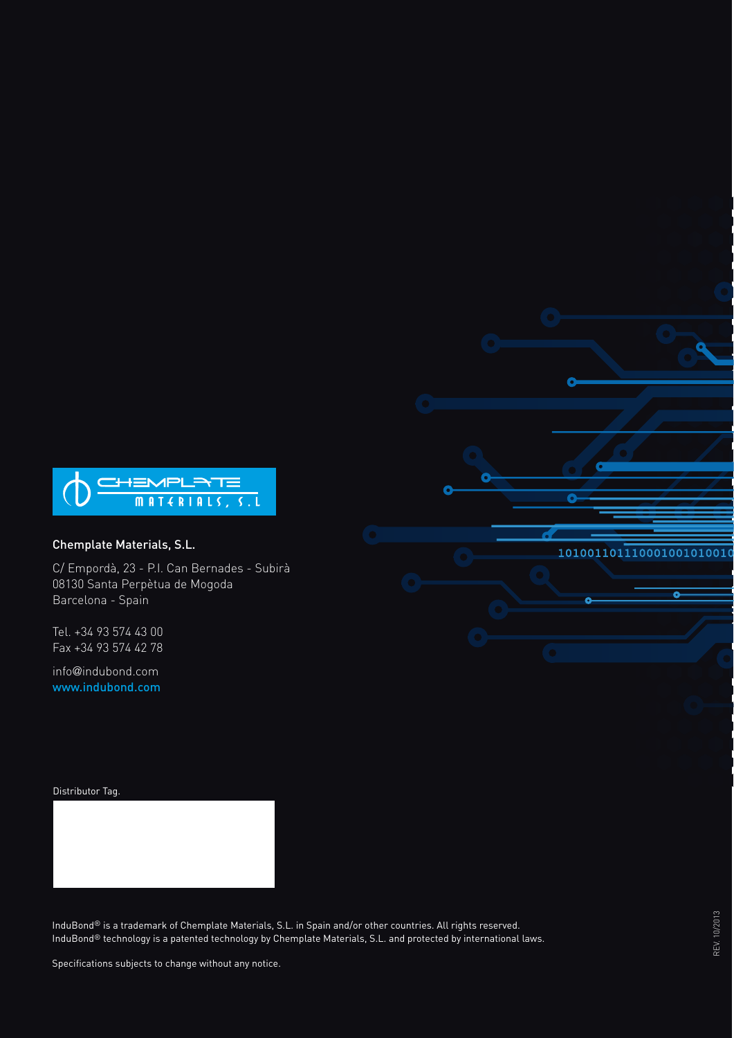CHEMPLATE MATERIALS, S.L

Chemplate Materials, S.L.

C/ Empordà, 23 - P.I. Can Bernades - Subirà
08130 Santa Perpètua de Mogoda
Barcelona - Spain

Tel. +34 93 574 43 00
Fax +34 93 574 42 78

info@indubond.com
www.indubond.com

Distributor Tag.

InduBond® is a trademark of Chemplate Materials, S.L. in Spain and/or other countries. All rights reserved.
InduBond® technology is a patented technology by Chemplate Materials, S.L. and protected by international laws.

Specifications subjects to change without any notice.

REV. 10/2013